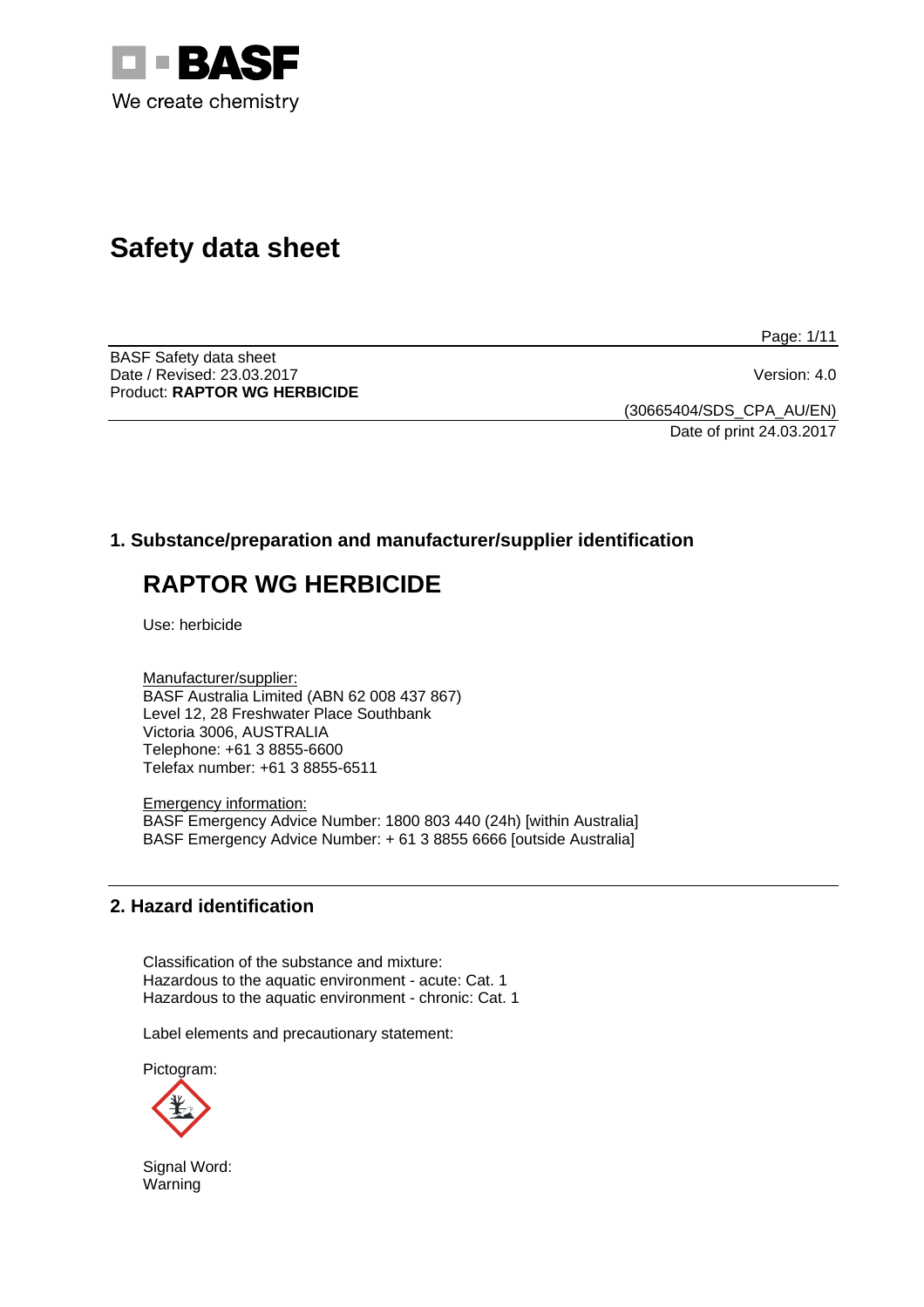# Safety data sheet

BASF Safety data sheet
Date / Revised: 23.03.2017
Product: **RAPTOR WG HERBICIDE**

Version: 4.0

(30665404/SDS_CPA_AU/EN)
Date of print 24.03.2017

## 1. Substance/preparation and manufacturer/supplier identification

# RAPTOR WG HERBICIDE

Use: herbicide

Manufacturer/supplier:
BASF Australia Limited (ABN 62 008 437 867)
Level 12, 28 Freshwater Place Southbank
Victoria 3006, AUSTRALIA
Telephone: +61 3 8855-6600
Telefax number: +61 3 8855-6511

Emergency information:
BASF Emergency Advice Number: 1800 803 440 (24h) [within Australia]
BASF Emergency Advice Number: + 61 3 8855 6666 [outside Australia]

## 2. Hazard identification

Classification of the substance and mixture:
Hazardous to the aquatic environment - acute: Cat. 1
Hazardous to the aquatic environment - chronic: Cat. 1

Label elements and precautionary statement:

Pictogram:

Signal Word:
Warning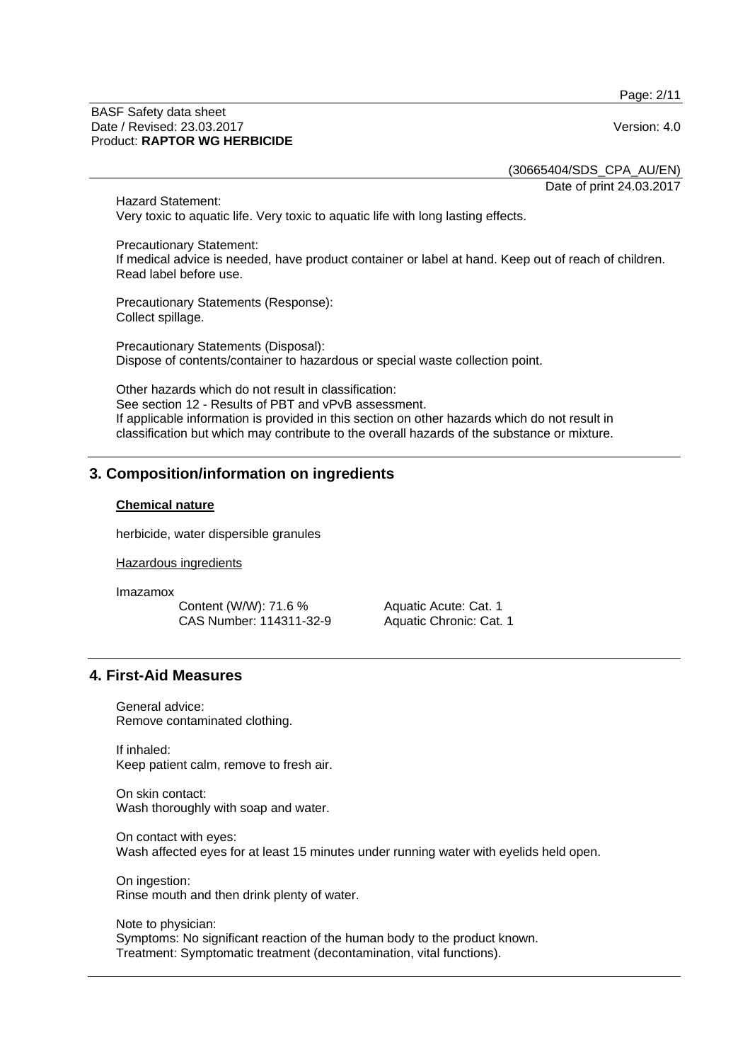Hazard Statement:
Very toxic to aquatic life. Very toxic to aquatic life with long lasting effects.

Precautionary Statement:
If medical advice is needed, have product container or label at hand. Keep out of reach of children. Read label before use.

Precautionary Statements (Response):
Collect spillage.

Precautionary Statements (Disposal):
Dispose of contents/container to hazardous or special waste collection point.

Other hazards which do not result in classification:
See section 12 - Results of PBT and vPvB assessment.
If applicable information is provided in this section on other hazards which do not result in classification but which may contribute to the overall hazards of the substance or mixture.

## 3. Composition/information on ingredients

**Chemical nature**

herbicide, water dispersible granules

Hazardous ingredients

Imazamox

| | |
|---|---|
| Content (W/W): 71.6 % | Aquatic Acute: Cat. 1 |
| CAS Number: 114311-32-9 | Aquatic Chronic: Cat. 1 |

## 4. First-Aid Measures

General advice:
Remove contaminated clothing.

If inhaled:
Keep patient calm, remove to fresh air.

On skin contact:
Wash thoroughly with soap and water.

On contact with eyes:
Wash affected eyes for at least 15 minutes under running water with eyelids held open.

On ingestion:
Rinse mouth and then drink plenty of water.

Note to physician:
Symptoms: No significant reaction of the human body to the product known.
Treatment: Symptomatic treatment (decontamination, vital functions).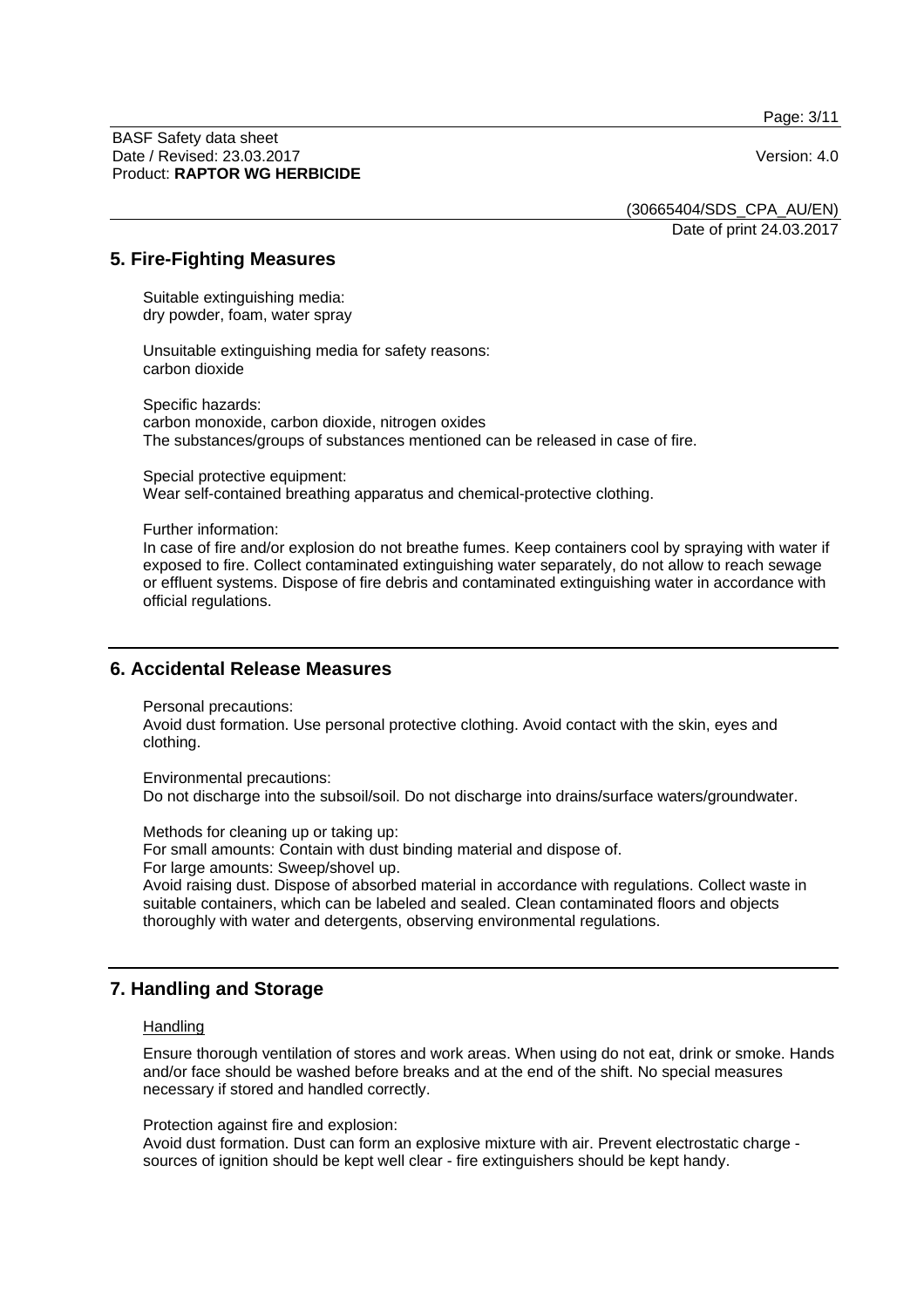## 5. Fire-Fighting Measures

Suitable extinguishing media:
dry powder, foam, water spray

Unsuitable extinguishing media for safety reasons:
carbon dioxide

Specific hazards:
carbon monoxide, carbon dioxide, nitrogen oxides
The substances/groups of substances mentioned can be released in case of fire.

Special protective equipment:
Wear self-contained breathing apparatus and chemical-protective clothing.

Further information:
In case of fire and/or explosion do not breathe fumes. Keep containers cool by spraying with water if exposed to fire. Collect contaminated extinguishing water separately, do not allow to reach sewage or effluent systems. Dispose of fire debris and contaminated extinguishing water in accordance with official regulations.

## 6. Accidental Release Measures

Personal precautions:
Avoid dust formation. Use personal protective clothing. Avoid contact with the skin, eyes and clothing.

Environmental precautions:
Do not discharge into the subsoil/soil. Do not discharge into drains/surface waters/groundwater.

Methods for cleaning up or taking up:
For small amounts: Contain with dust binding material and dispose of.
For large amounts: Sweep/shovel up.
Avoid raising dust. Dispose of absorbed material in accordance with regulations. Collect waste in suitable containers, which can be labeled and sealed. Clean contaminated floors and objects thoroughly with water and detergents, observing environmental regulations.

## 7. Handling and Storage

Handling

Ensure thorough ventilation of stores and work areas. When using do not eat, drink or smoke. Hands and/or face should be washed before breaks and at the end of the shift. No special measures necessary if stored and handled correctly.

Protection against fire and explosion:
Avoid dust formation. Dust can form an explosive mixture with air. Prevent electrostatic charge - sources of ignition should be kept well clear - fire extinguishers should be kept handy.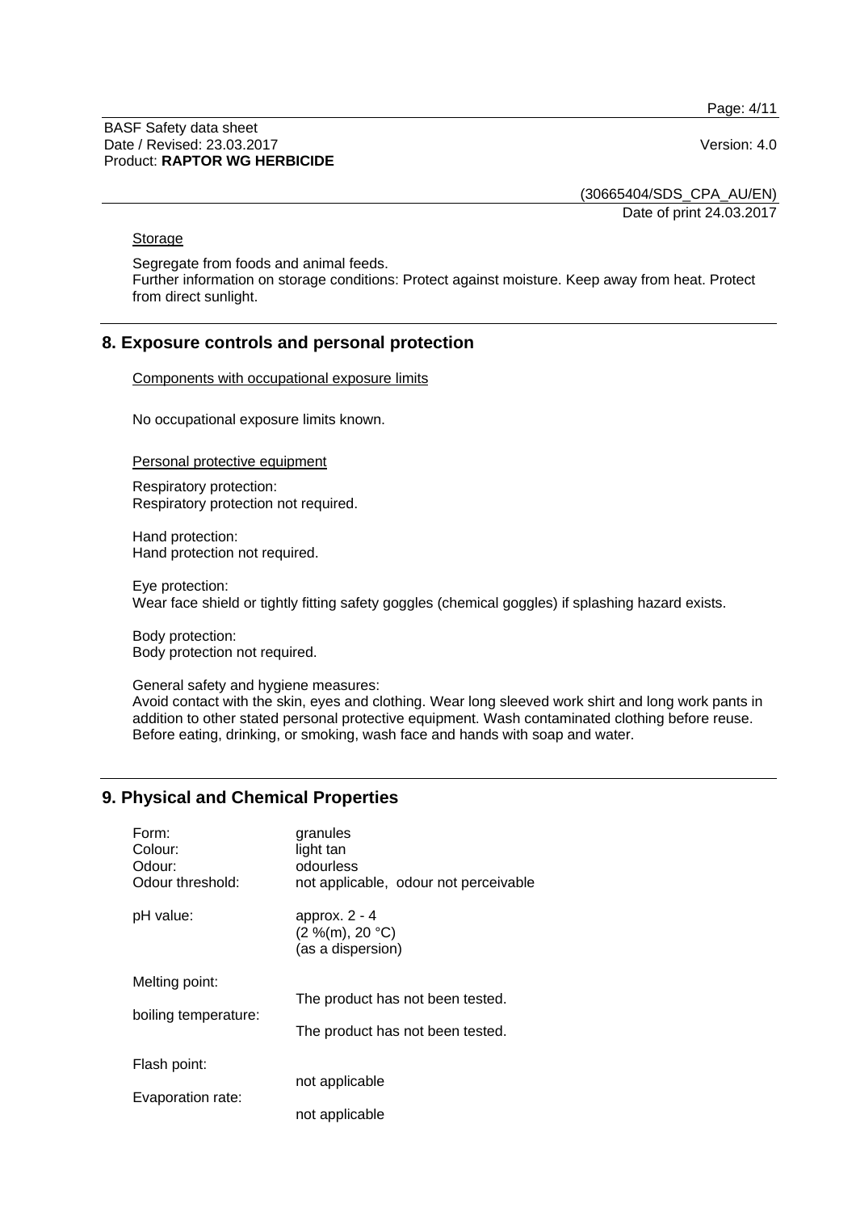Storage

Segregate from foods and animal feeds.
Further information on storage conditions: Protect against moisture. Keep away from heat. Protect from direct sunlight.

## 8. Exposure controls and personal protection

Components with occupational exposure limits

No occupational exposure limits known.

Personal protective equipment

Respiratory protection:
Respiratory protection not required.

Hand protection:
Hand protection not required.

Eye protection:
Wear face shield or tightly fitting safety goggles (chemical goggles) if splashing hazard exists.

Body protection:
Body protection not required.

General safety and hygiene measures:
Avoid contact with the skin, eyes and clothing. Wear long sleeved work shirt and long work pants in addition to other stated personal protective equipment. Wash contaminated clothing before reuse. Before eating, drinking, or smoking, wash face and hands with soap and water.

## 9. Physical and Chemical Properties

| | |
|---|---|
| Form: | granules |
| Colour: | light tan |
| Odour: | odourless |
| Odour threshold: | not applicable, odour not perceivable |
| pH value: | approx. 2 - 4 (2 %(m), 20 °C) (as a dispersion) |
| Melting point: | The product has not been tested. |
| boiling temperature: | The product has not been tested. |
| Flash point: | not applicable |
| Evaporation rate: | not applicable |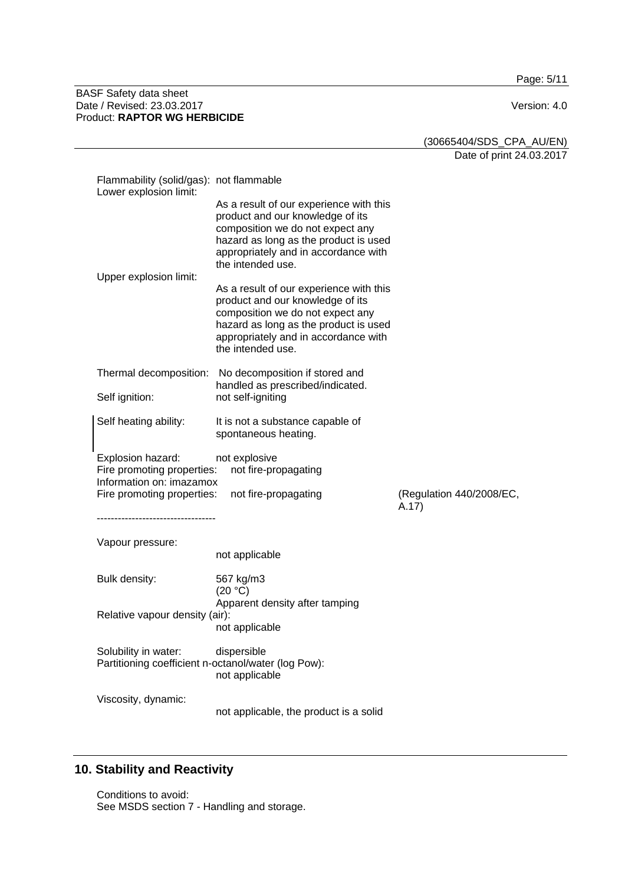| | | |
|---|---|---|
| Flammability (solid/gas): | not flammable | |
| Lower explosion limit: | As a result of our experience with this product and our knowledge of its composition we do not expect any hazard as long as the product is used appropriately and in accordance with the intended use. | |
| Upper explosion limit: | As a result of our experience with this product and our knowledge of its composition we do not expect any hazard as long as the product is used appropriately and in accordance with the intended use. | |
| Thermal decomposition: | No decomposition if stored and handled as prescribed/indicated. | |
| Self ignition: | not self-igniting | |
| Self heating ability: | It is not a substance capable of spontaneous heating. | |
| Explosion hazard: | not explosive | |
| Fire promoting properties: | not fire-propagating | |
| Information on: imazamox | | |
| Fire promoting properties: | not fire-propagating | (Regulation 440/2008/EC, A.17) |

----------------------------------

| | |
|---|---|
| Vapour pressure: | not applicable |
| Bulk density: | 567 kg/m3 (20 °C) Apparent density after tamping |
| Relative vapour density (air): | not applicable |
| Solubility in water: | dispersible |
| Partitioning coefficient n-octanol/water (log Pow): | not applicable |
| Viscosity, dynamic: | not applicable, the product is a solid |

## 10. Stability and Reactivity

Conditions to avoid:
See MSDS section 7 - Handling and storage.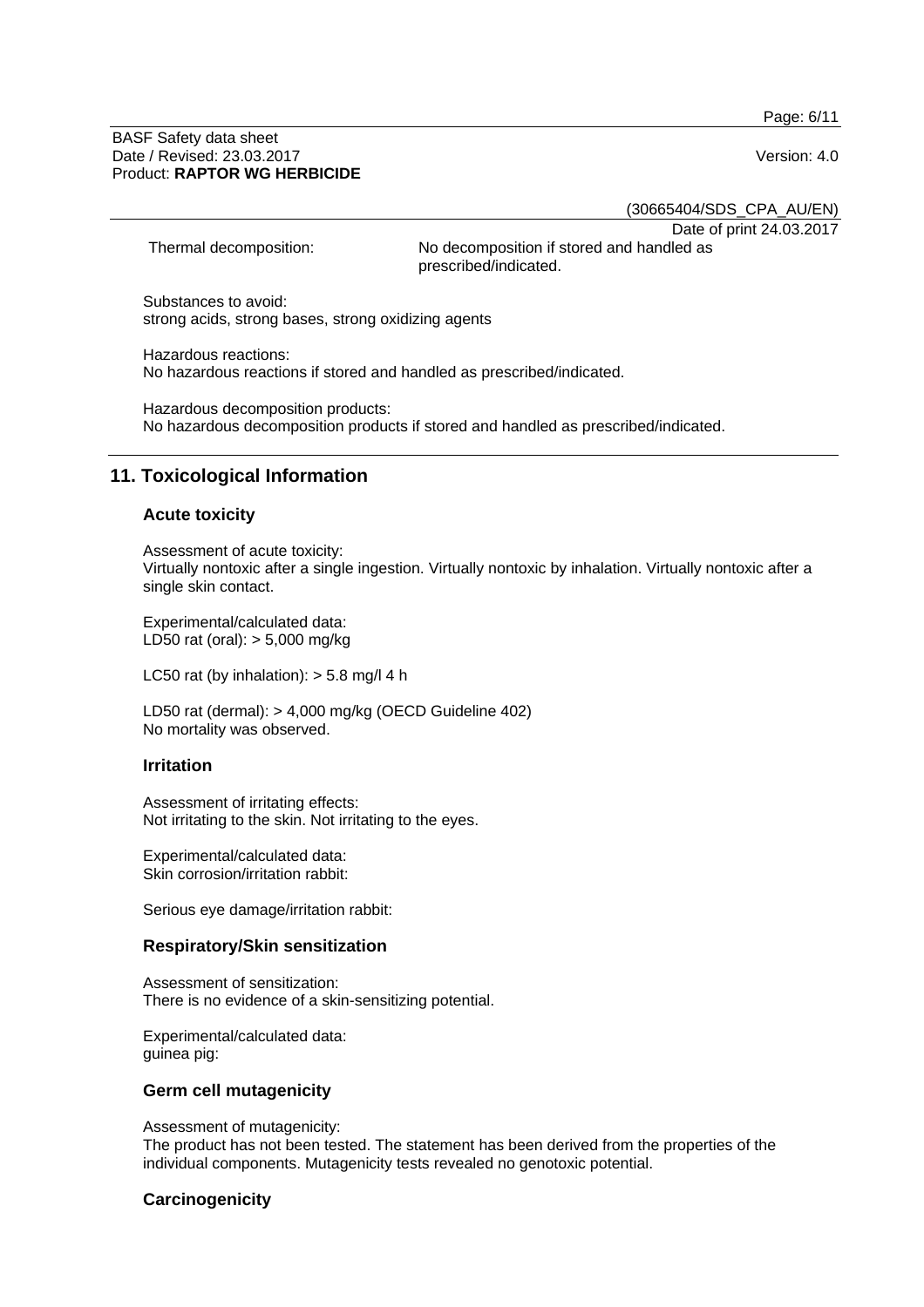Thermal decomposition: No decomposition if stored and handled as prescribed/indicated.

Substances to avoid:
strong acids, strong bases, strong oxidizing agents

Hazardous reactions:
No hazardous reactions if stored and handled as prescribed/indicated.

Hazardous decomposition products:
No hazardous decomposition products if stored and handled as prescribed/indicated.

## 11. Toxicological Information

### Acute toxicity

Assessment of acute toxicity:
Virtually nontoxic after a single ingestion. Virtually nontoxic by inhalation. Virtually nontoxic after a single skin contact.

Experimental/calculated data:
LD50 rat (oral): > 5,000 mg/kg

LC50 rat (by inhalation): > 5.8 mg/l 4 h

LD50 rat (dermal): > 4,000 mg/kg (OECD Guideline 402)
No mortality was observed.

### Irritation

Assessment of irritating effects:
Not irritating to the skin. Not irritating to the eyes.

Experimental/calculated data:
Skin corrosion/irritation rabbit:

Serious eye damage/irritation rabbit:

### Respiratory/Skin sensitization

Assessment of sensitization:
There is no evidence of a skin-sensitizing potential.

Experimental/calculated data:
guinea pig:

### Germ cell mutagenicity

Assessment of mutagenicity:
The product has not been tested. The statement has been derived from the properties of the individual components. Mutagenicity tests revealed no genotoxic potential.

### Carcinogenicity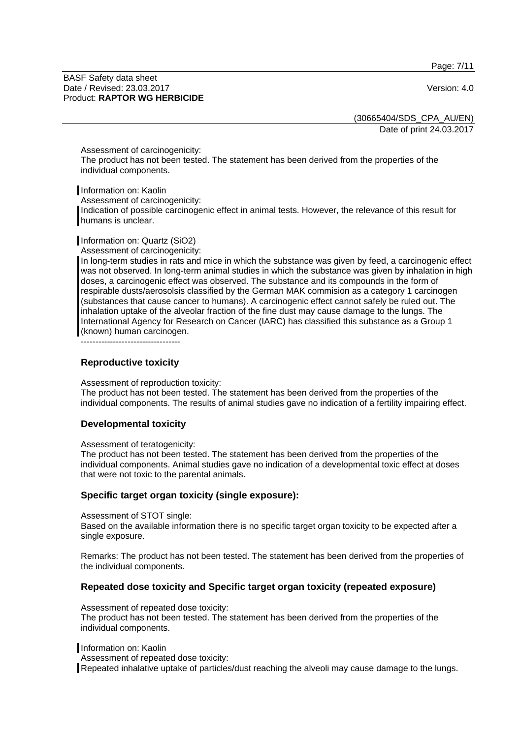Assessment of carcinogenicity:
The product has not been tested. The statement has been derived from the properties of the individual components.

Information on: Kaolin
Assessment of carcinogenicity:
Indication of possible carcinogenic effect in animal tests. However, the relevance of this result for humans is unclear.

Information on: Quartz ($SiO_2$)
Assessment of carcinogenicity:
In long-term studies in rats and mice in which the substance was given by feed, a carcinogenic effect was not observed. In long-term animal studies in which the substance was given by inhalation in high doses, a carcinogenic effect was observed. The substance and its compounds in the form of respirable dusts/aerosolsis classified by the German MAK commision as a category 1 carcinogen (substances that cause cancer to humans). A carcinogenic effect cannot safely be ruled out. The inhalation uptake of the alveolar fraction of the fine dust may cause damage to the lungs. The International Agency for Research on Cancer (IARC) has classified this substance as a Group 1 (known) human carcinogen.

----------------------------------

## Reproductive toxicity

Assessment of reproduction toxicity:
The product has not been tested. The statement has been derived from the properties of the individual components. The results of animal studies gave no indication of a fertility impairing effect.

## Developmental toxicity

Assessment of teratogenicity:
The product has not been tested. The statement has been derived from the properties of the individual components. Animal studies gave no indication of a developmental toxic effect at doses that were not toxic to the parental animals.

## Specific target organ toxicity (single exposure):

Assessment of STOT single:
Based on the available information there is no specific target organ toxicity to be expected after a single exposure.

Remarks: The product has not been tested. The statement has been derived from the properties of the individual components.

## Repeated dose toxicity and Specific target organ toxicity (repeated exposure)

Assessment of repeated dose toxicity:
The product has not been tested. The statement has been derived from the properties of the individual components.

Information on: Kaolin
Assessment of repeated dose toxicity:
Repeated inhalative uptake of particles/dust reaching the alveoli may cause damage to the lungs.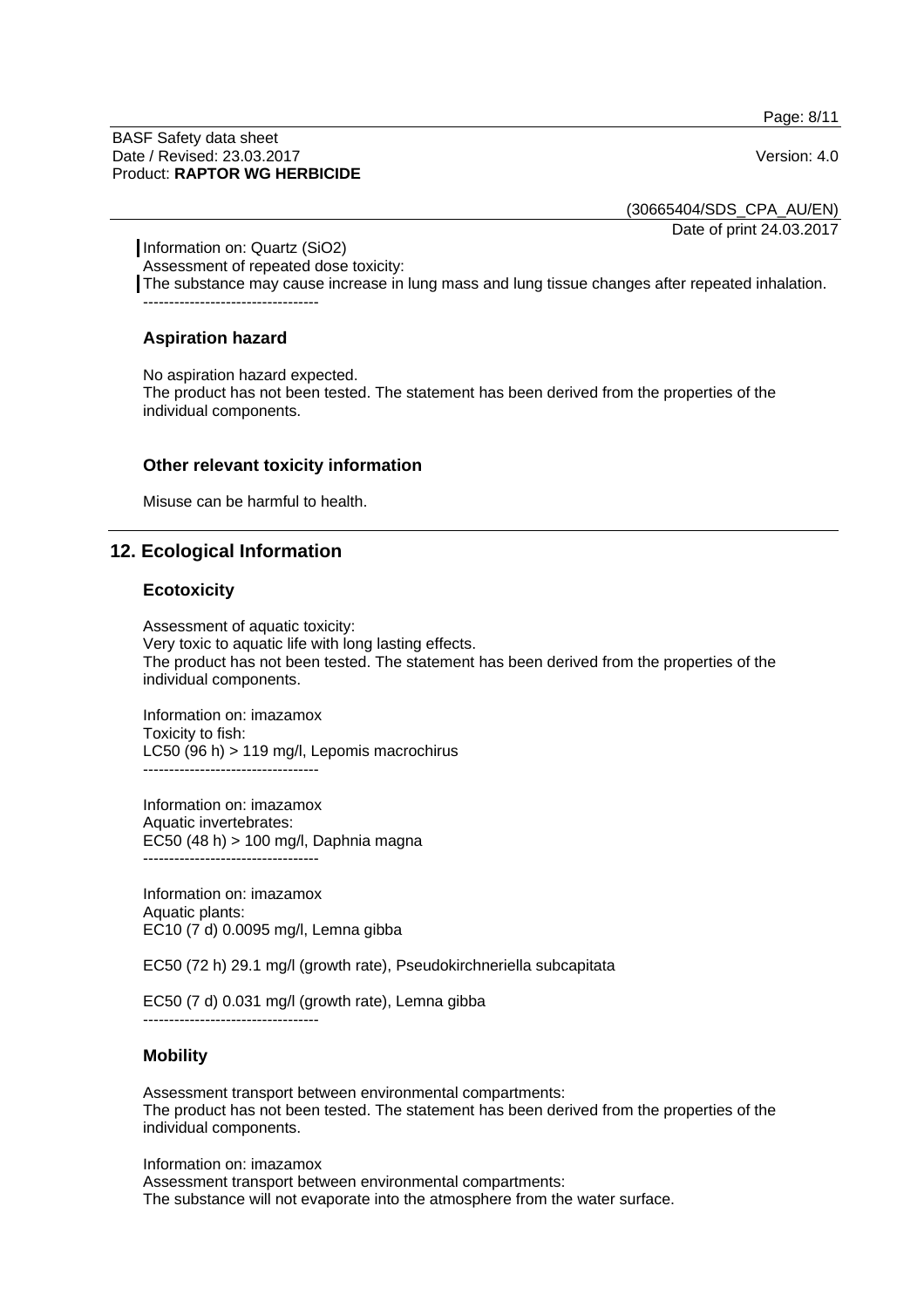Information on: Quartz ($SiO_2$)
Assessment of repeated dose toxicity:
The substance may cause increase in lung mass and lung tissue changes after repeated inhalation.
----------------------------------

### Aspiration hazard

No aspiration hazard expected.
The product has not been tested. The statement has been derived from the properties of the individual components.

### Other relevant toxicity information

Misuse can be harmful to health.

## 12. Ecological Information

### Ecotoxicity

Assessment of aquatic toxicity:
Very toxic to aquatic life with long lasting effects.
The product has not been tested. The statement has been derived from the properties of the individual components.

Information on: imazamox
Toxicity to fish:
LC50 (96 h) > 119 mg/l, Lepomis macrochirus
----------------------------------

Information on: imazamox
Aquatic invertebrates:
EC50 (48 h) > 100 mg/l, Daphnia magna
----------------------------------

Information on: imazamox
Aquatic plants:
EC10 (7 d) 0.0095 mg/l, Lemna gibba

EC50 (72 h) 29.1 mg/l (growth rate), Pseudokirchneriella subcapitata

EC50 (7 d) 0.031 mg/l (growth rate), Lemna gibba
----------------------------------

### Mobility

Assessment transport between environmental compartments:
The product has not been tested. The statement has been derived from the properties of the individual components.

Information on: imazamox
Assessment transport between environmental compartments:
The substance will not evaporate into the atmosphere from the water surface.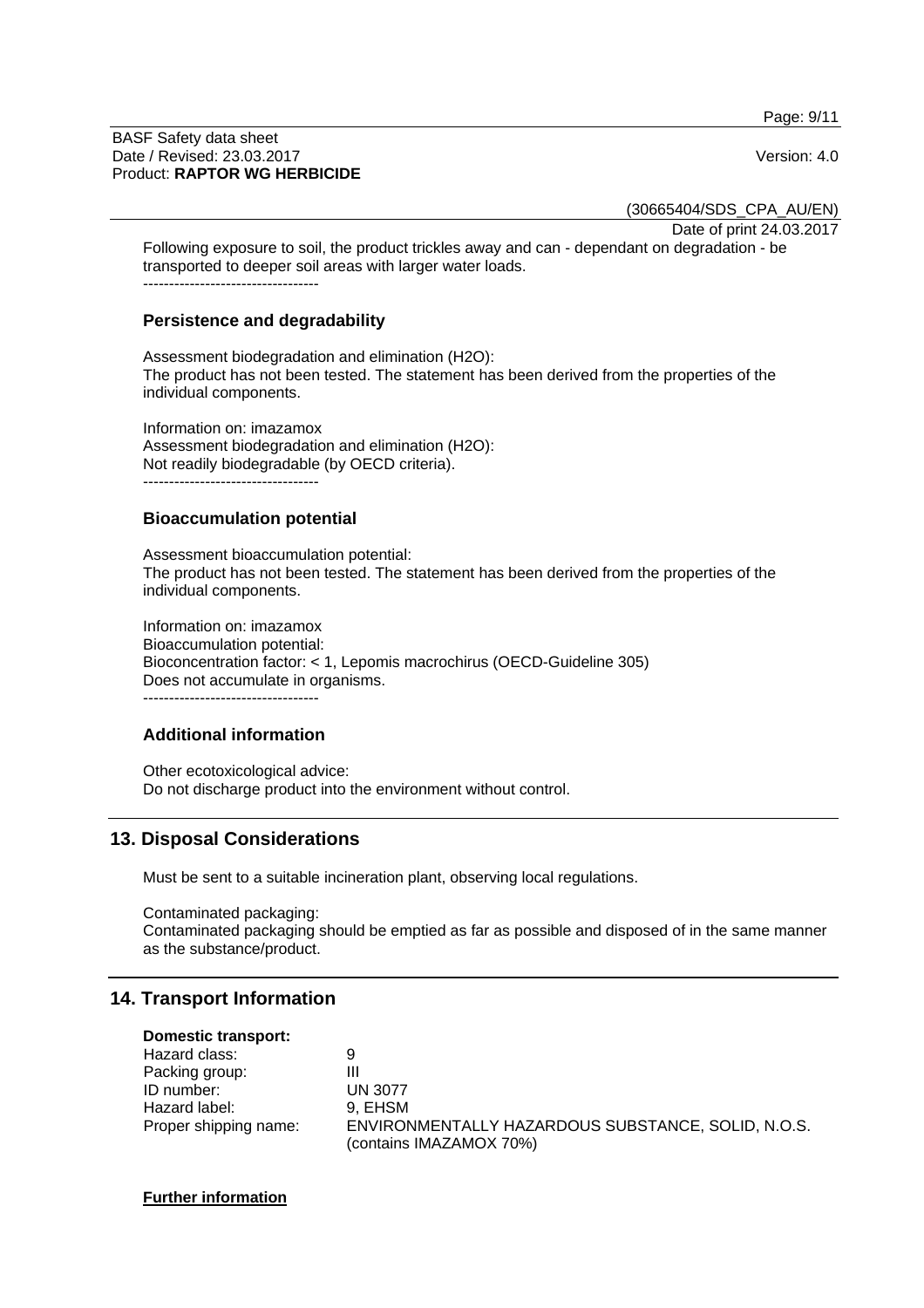Following exposure to soil, the product trickles away and can - dependant on degradation - be transported to deeper soil areas with larger water loads.

----------------------------------

### Persistence and degradability

Assessment biodegradation and elimination (H2O):
The product has not been tested. The statement has been derived from the properties of the individual components.

Information on: imazamox
Assessment biodegradation and elimination (H2O):
Not readily biodegradable (by OECD criteria).

----------------------------------

### Bioaccumulation potential

Assessment bioaccumulation potential:
The product has not been tested. The statement has been derived from the properties of the individual components.

Information on: imazamox
Bioaccumulation potential:
Bioconcentration factor: < 1, Lepomis macrochirus (OECD-Guideline 305)
Does not accumulate in organisms.

----------------------------------

### Additional information

Other ecotoxicological advice:
Do not discharge product into the environment without control.

## 13. Disposal Considerations

Must be sent to a suitable incineration plant, observing local regulations.

Contaminated packaging:
Contaminated packaging should be emptied as far as possible and disposed of in the same manner as the substance/product.

## 14. Transport Information

**Domestic transport:**

| | |
|---|---|
| Hazard class: | 9 |
| Packing group: | III |
| ID number: | UN 3077 |
| Hazard label: | 9, EHSM |
| Proper shipping name: | ENVIRONMENTALLY HAZARDOUS SUBSTANCE, SOLID, N.O.S. (contains IMAZAMOX 70%) |

**Further information**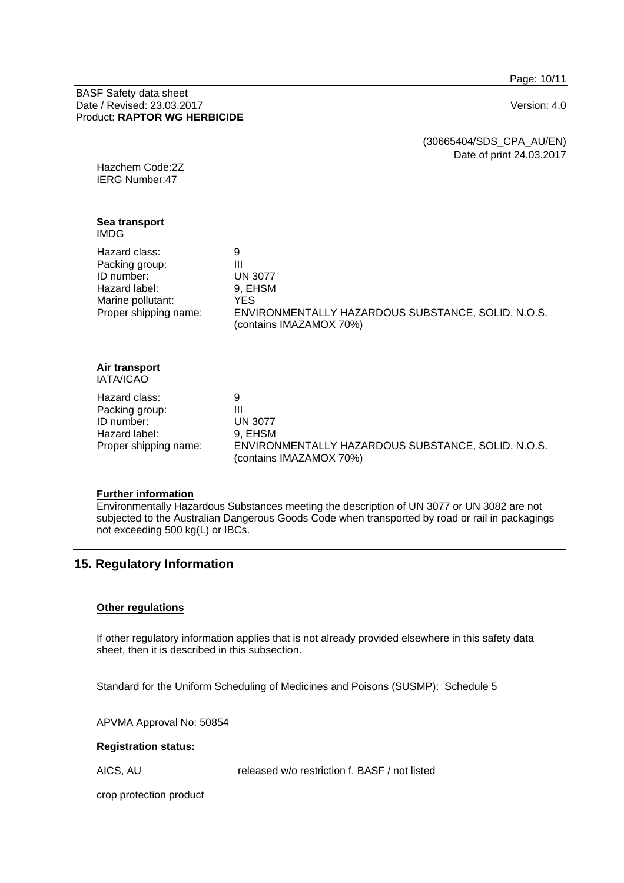Hazchem Code:2Z
IERG Number:47

**Sea transport**
IMDG

| | |
|---|---|
| Hazard class: | 9 |
| Packing group: | III |
| ID number: | UN 3077 |
| Hazard label: | 9, EHSM |
| Marine pollutant: | YES |
| Proper shipping name: | ENVIRONMENTALLY HAZARDOUS SUBSTANCE, SOLID, N.O.S. (contains IMAZAMOX 70%) |

**Air transport**
IATA/ICAO

| | |
|---|---|
| Hazard class: | 9 |
| Packing group: | III |
| ID number: | UN 3077 |
| Hazard label: | 9, EHSM |
| Proper shipping name: | ENVIRONMENTALLY HAZARDOUS SUBSTANCE, SOLID, N.O.S. (contains IMAZAMOX 70%) |

**Further information**

Environmentally Hazardous Substances meeting the description of UN 3077 or UN 3082 are not subjected to the Australian Dangerous Goods Code when transported by road or rail in packagings not exceeding 500 kg(L) or IBCs.

## 15. Regulatory Information

**Other regulations**

If other regulatory information applies that is not already provided elsewhere in this safety data sheet, then it is described in this subsection.

Standard for the Uniform Scheduling of Medicines and Poisons (SUSMP): Schedule 5

APVMA Approval No: 50854

**Registration status:**

AICS, AU released w/o restriction f. BASF / not listed

crop protection product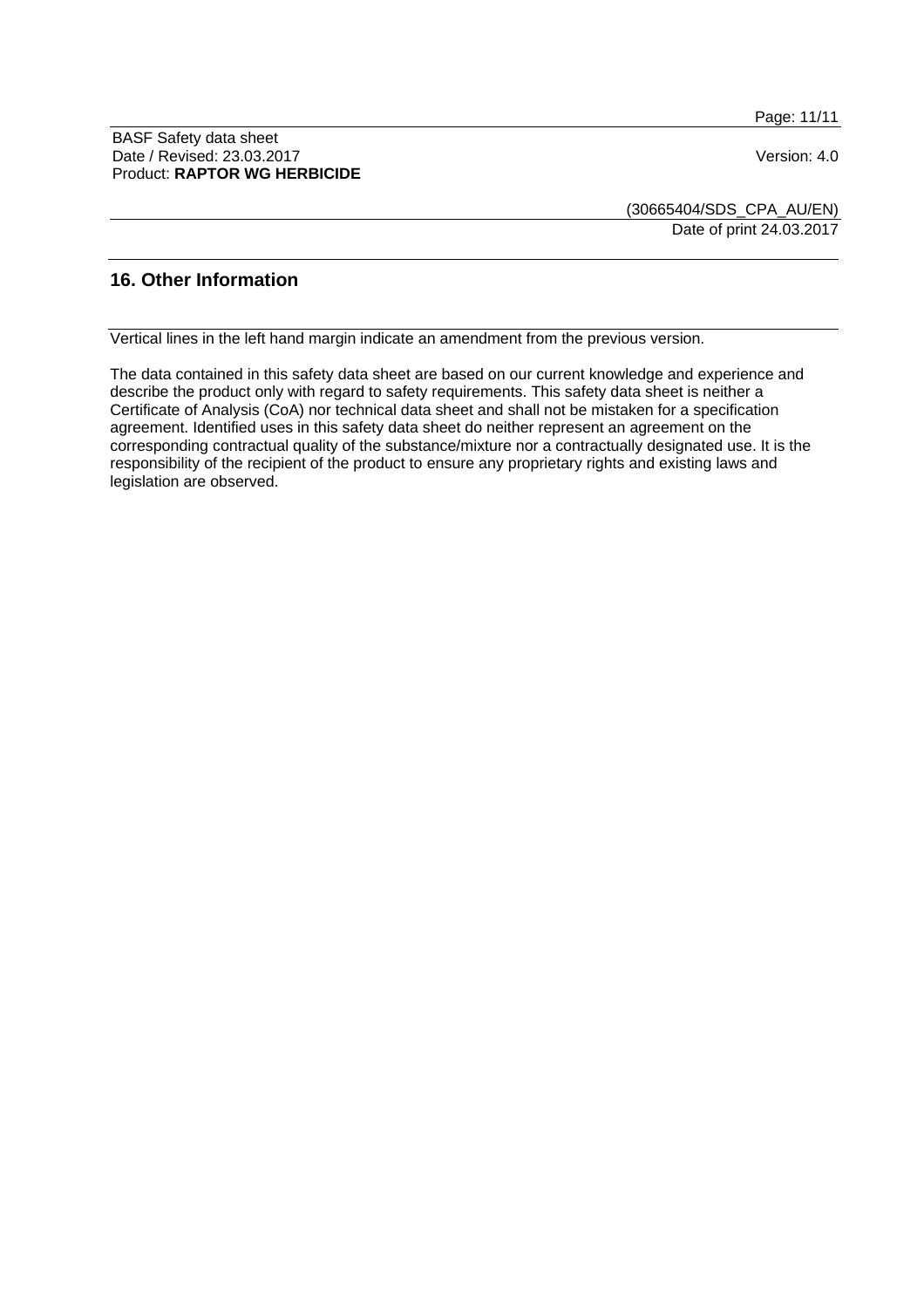## 16. Other Information

Vertical lines in the left hand margin indicate an amendment from the previous version.

The data contained in this safety data sheet are based on our current knowledge and experience and describe the product only with regard to safety requirements. This safety data sheet is neither a Certificate of Analysis (CoA) nor technical data sheet and shall not be mistaken for a specification agreement. Identified uses in this safety data sheet do neither represent an agreement on the corresponding contractual quality of the substance/mixture nor a contractually designated use. It is the responsibility of the recipient of the product to ensure any proprietary rights and existing laws and legislation are observed.